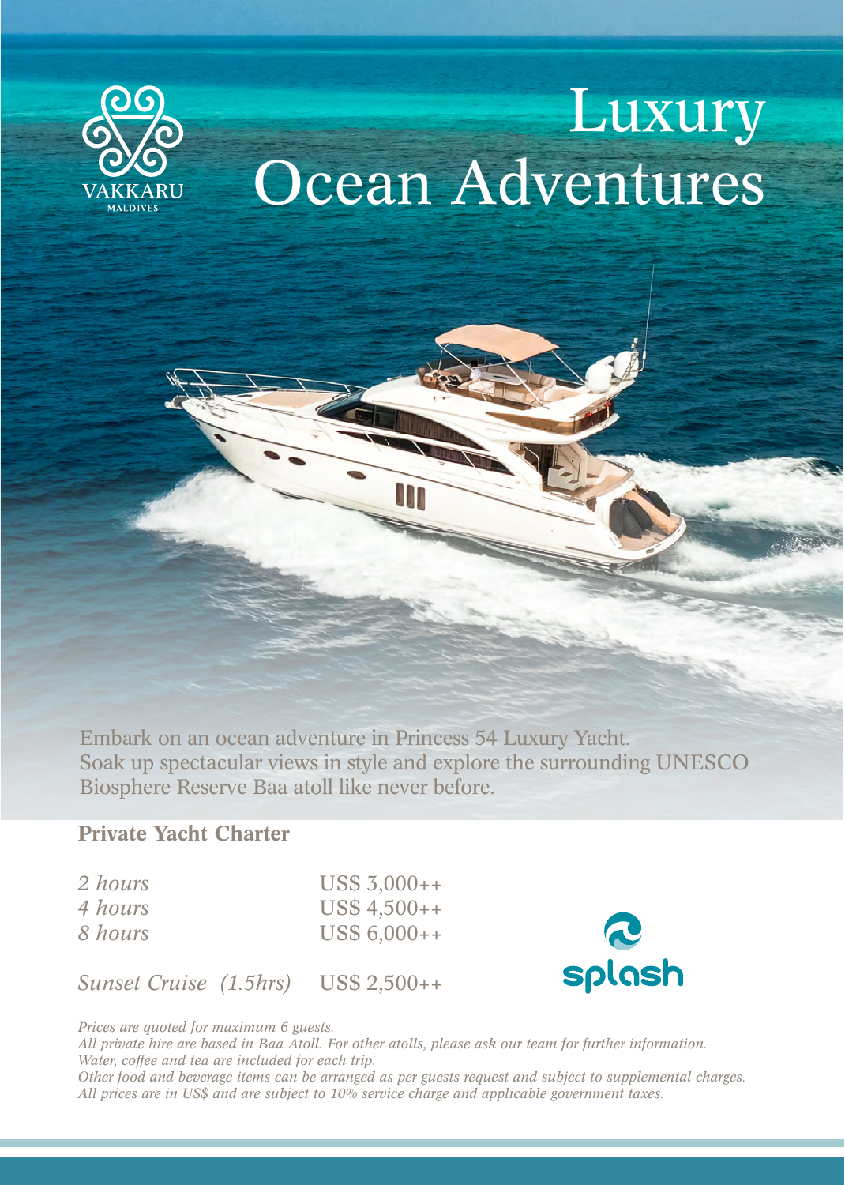VAKKARU
MALDIVES

# Luxury Ocean Adventures

Embark on an ocean adventure in Princess 54 Luxury Yacht. Soak up spectacular views in style and explore the surrounding UNESCO Biosphere Reserve Baa atoll like never before.

## Private Yacht Charter

| | |
|---|---|
| *2 hours* | US$ 3,000++ |
| *4 hours* | US$ 4,500++ |
| *8 hours* | US$ 6,000++ |
| *Sunset Cruise (1.5hrs)* | US$ 2,500++ |

splash

*Prices are quoted for maximum 6 guests.*
*All private hire are based in Baa Atoll. For other atolls, please ask our team for further information.*
*Water, coffee and tea are included for each trip.*
*Other food and beverage items can be arranged as per guests request and subject to supplemental charges.*
*All prices are in US$ and are subject to 10% service charge and applicable government taxes.*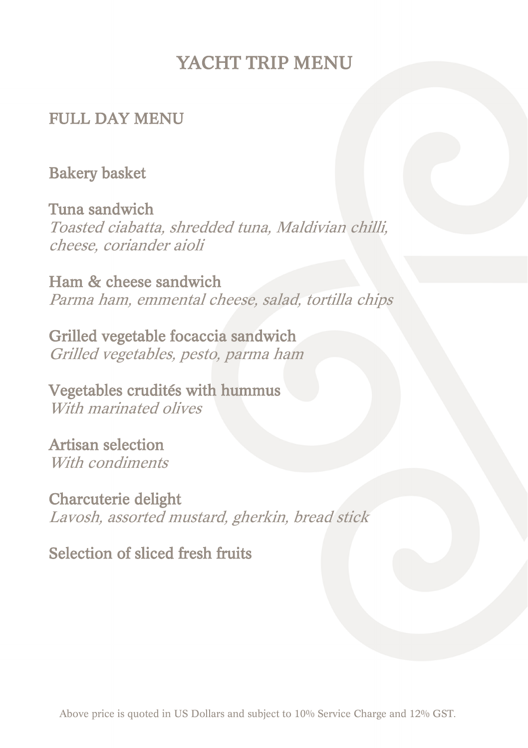# YACHT TRIP MENU

## FULL DAY MENU

### Bakery basket

### Tuna sandwich
*Toasted ciabatta, shredded tuna, Maldivian chilli, cheese, coriander aioli*

### Ham & cheese sandwich
*Parma ham, emmental cheese, salad, tortilla chips*

### Grilled vegetable focaccia sandwich
*Grilled vegetables, pesto, parma ham*

### Vegetables crudités with hummus
*With marinated olives*

### Artisan selection
*With condiments*

### Charcuterie delight
*Lavosh, assorted mustard, gherkin, bread stick*

### Selection of sliced fresh fruits

Above price is quoted in US Dollars and subject to 10% Service Charge and 12% GST.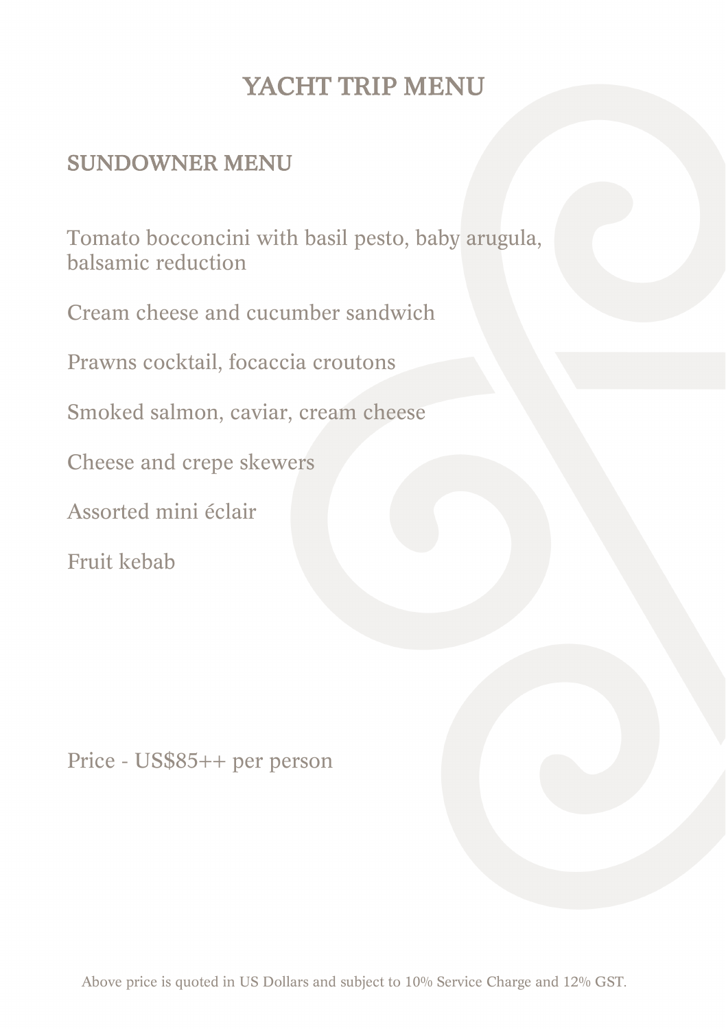# YACHT TRIP MENU

## SUNDOWNER MENU

Tomato bocconcini with basil pesto, baby arugula, balsamic reduction

Cream cheese and cucumber sandwich

Prawns cocktail, focaccia croutons

Smoked salmon, caviar, cream cheese

Cheese and crepe skewers

Assorted mini éclair

Fruit kebab

Price - US$85++ per person

Above price is quoted in US Dollars and subject to 10% Service Charge and 12% GST.